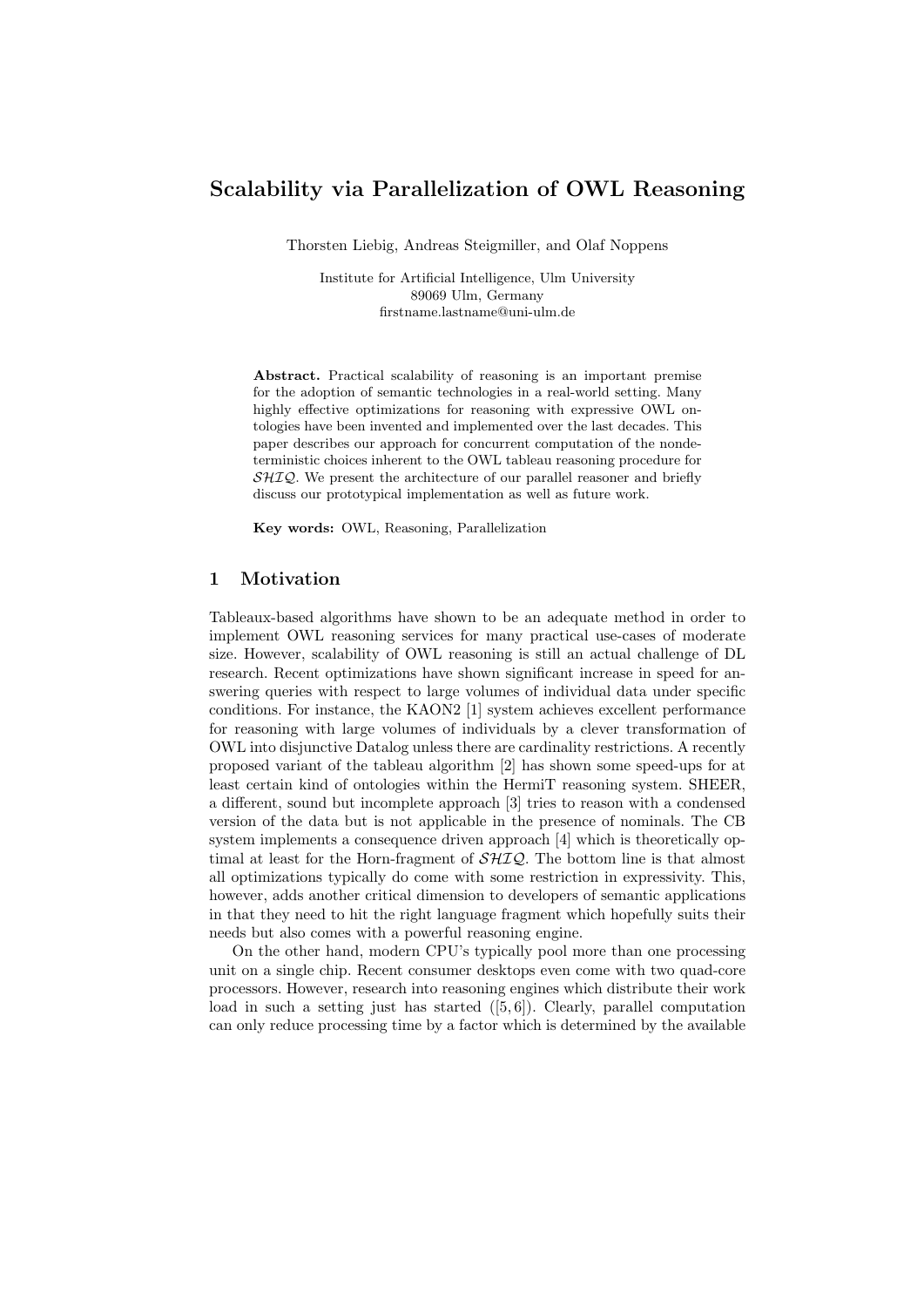# Scalability via Parallelization of OWL Reasoning

Thorsten Liebig, Andreas Steigmiller, and Olaf Noppens

Institute for Artificial Intelligence, Ulm University
89069 Ulm, Germany
firstname.lastname@uni-ulm.de

**Abstract.** Practical scalability of reasoning is an important premise for the adoption of semantic technologies in a real-world setting. Many highly effective optimizations for reasoning with expressive OWL ontologies have been invented and implemented over the last decades. This paper describes our approach for concurrent computation of the nondeterministic choices inherent to the OWL tableau reasoning procedure for $\mathcal{SHIQ}$. We present the architecture of our parallel reasoner and briefly discuss our prototypical implementation as well as future work.

**Key words:** OWL, Reasoning, Parallelization

## 1 Motivation

Tableaux-based algorithms have shown to be an adequate method in order to implement OWL reasoning services for many practical use-cases of moderate size. However, scalability of OWL reasoning is still an actual challenge of DL research. Recent optimizations have shown significant increase in speed for answering queries with respect to large volumes of individual data under specific conditions. For instance, the KAON2 [1] system achieves excellent performance for reasoning with large volumes of individuals by a clever transformation of OWL into disjunctive Datalog unless there are cardinality restrictions. A recently proposed variant of the tableau algorithm [2] has shown some speed-ups for at least certain kind of ontologies within the HermiT reasoning system. SHEER, a different, sound but incomplete approach [3] tries to reason with a condensed version of the data but is not applicable in the presence of nominals. The CB system implements a consequence driven approach [4] which is theoretically optimal at least for the Horn-fragment of $\mathcal{SHIQ}$. The bottom line is that almost all optimizations typically do come with some restriction in expressivity. This, however, adds another critical dimension to developers of semantic applications in that they need to hit the right language fragment which hopefully suits their needs but also comes with a powerful reasoning engine.

On the other hand, modern CPU's typically pool more than one processing unit on a single chip. Recent consumer desktops even come with two quad-core processors. However, research into reasoning engines which distribute their work load in such a setting just has started ([5, 6]). Clearly, parallel computation can only reduce processing time by a factor which is determined by the available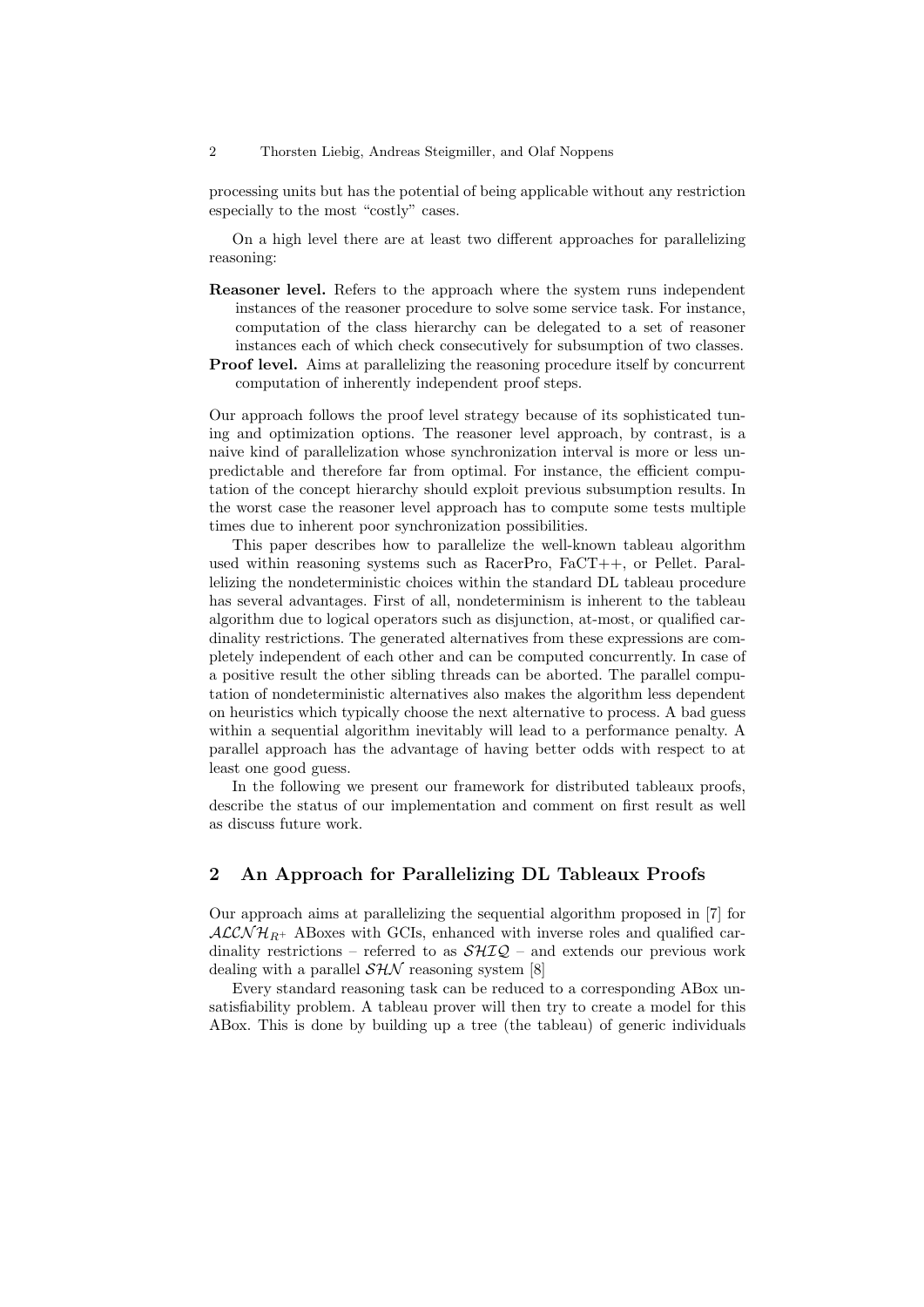processing units but has the potential of being applicable without any restriction especially to the most "costly" cases.

On a high level there are at least two different approaches for parallelizing reasoning:

**Reasoner level.** Refers to the approach where the system runs independent instances of the reasoner procedure to solve some service task. For instance, computation of the class hierarchy can be delegated to a set of reasoner instances each of which check consecutively for subsumption of two classes.

**Proof level.** Aims at parallelizing the reasoning procedure itself by concurrent computation of inherently independent proof steps.

Our approach follows the proof level strategy because of its sophisticated tuning and optimization options. The reasoner level approach, by contrast, is a naive kind of parallelization whose synchronization interval is more or less unpredictable and therefore far from optimal. For instance, the efficient computation of the concept hierarchy should exploit previous subsumption results. In the worst case the reasoner level approach has to compute some tests multiple times due to inherent poor synchronization possibilities.

This paper describes how to parallelize the well-known tableau algorithm used within reasoning systems such as RacerPro, FaCT++, or Pellet. Parallelizing the nondeterministic choices within the standard DL tableau procedure has several advantages. First of all, nondeterminism is inherent to the tableau algorithm due to logical operators such as disjunction, at-most, or qualified cardinality restrictions. The generated alternatives from these expressions are completely independent of each other and can be computed concurrently. In case of a positive result the other sibling threads can be aborted. The parallel computation of nondeterministic alternatives also makes the algorithm less dependent on heuristics which typically choose the next alternative to process. A bad guess within a sequential algorithm inevitably will lead to a performance penalty. A parallel approach has the advantage of having better odds with respect to at least one good guess.

In the following we present our framework for distributed tableaux proofs, describe the status of our implementation and comment on first result as well as discuss future work.

## 2 An Approach for Parallelizing DL Tableaux Proofs

Our approach aims at parallelizing the sequential algorithm proposed in [7] for $\mathcal{ALCNH}_{R^+}$ ABoxes with GCIs, enhanced with inverse roles and qualified cardinality restrictions – referred to as $\mathcal{SHIQ}$ – and extends our previous work dealing with a parallel $\mathcal{SHN}$ reasoning system [8]

Every standard reasoning task can be reduced to a corresponding ABox unsatisfiability problem. A tableau prover will then try to create a model for this ABox. This is done by building up a tree (the tableau) of generic individuals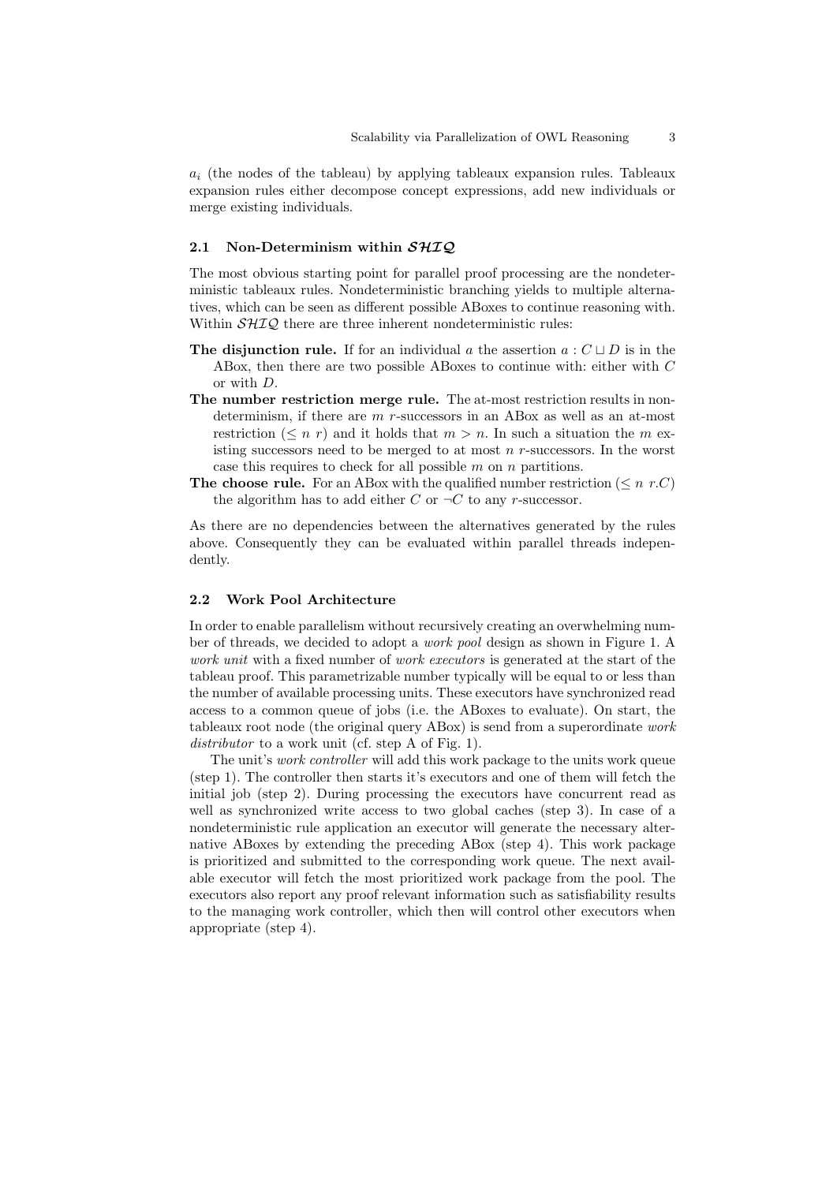$a_i$ (the nodes of the tableau) by applying tableaux expansion rules. Tableaux expansion rules either decompose concept expressions, add new individuals or merge existing individuals.

### 2.1 Non-Determinism within $\mathcal{SHIQ}$

The most obvious starting point for parallel proof processing are the nondeterministic tableaux rules. Nondeterministic branching yields to multiple alternatives, which can be seen as different possible ABoxes to continue reasoning with. Within $\mathcal{SHIQ}$ there are three inherent nondeterministic rules:

**The disjunction rule.** If for an individual $a$ the assertion $a : C \sqcup D$ is in the ABox, then there are two possible ABoxes to continue with: either with $C$ or with $D$.

**The number restriction merge rule.** The at-most restriction results in nondeterminism, if there are $m$ $r$-successors in an ABox as well as an at-most restriction $(\leq n\ r)$ and it holds that $m > n$. In such a situation the $m$ existing successors need to be merged to at most $n$ $r$-successors. In the worst case this requires to check for all possible $m$ on $n$ partitions.

**The choose rule.** For an ABox with the qualified number restriction $(\leq n\ r.C)$ the algorithm has to add either $C$ or $\neg C$ to any $r$-successor.

As there are no dependencies between the alternatives generated by the rules above. Consequently they can be evaluated within parallel threads independently.

### 2.2 Work Pool Architecture

In order to enable parallelism without recursively creating an overwhelming number of threads, we decided to adopt a *work pool* design as shown in Figure 1. A *work unit* with a fixed number of *work executors* is generated at the start of the tableau proof. This parametrizable number typically will be equal to or less than the number of available processing units. These executors have synchronized read access to a common queue of jobs (i.e. the ABoxes to evaluate). On start, the tableaux root node (the original query ABox) is send from a superordinate *work distributor* to a work unit (cf. step A of Fig. 1).

The unit's *work controller* will add this work package to the units work queue (step 1). The controller then starts it's executors and one of them will fetch the initial job (step 2). During processing the executors have concurrent read as well as synchronized write access to two global caches (step 3). In case of a nondeterministic rule application an executor will generate the necessary alternative ABoxes by extending the preceding ABox (step 4). This work package is prioritized and submitted to the corresponding work queue. The next available executor will fetch the most prioritized work package from the pool. The executors also report any proof relevant information such as satisfiability results to the managing work controller, which then will control other executors when appropriate (step 4).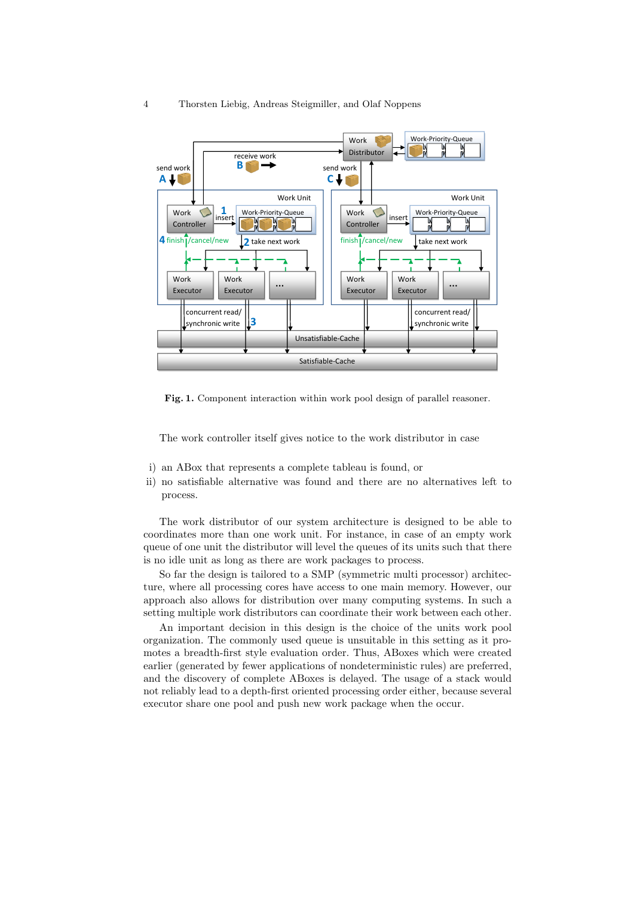**Fig. 1.** Component interaction within work pool design of parallel reasoner.

The work controller itself gives notice to the work distributor in case

i) an ABox that represents a complete tableau is found, or
ii) no satisfiable alternative was found and there are no alternatives left to process.

The work distributor of our system architecture is designed to be able to coordinates more than one work unit. For instance, in case of an empty work queue of one unit the distributor will level the queues of its units such that there is no idle unit as long as there are work packages to process.

So far the design is tailored to a SMP (symmetric multi processor) architecture, where all processing cores have access to one main memory. However, our approach also allows for distribution over many computing systems. In such a setting multiple work distributors can coordinate their work between each other.

An important decision in this design is the choice of the units work pool organization. The commonly used queue is unsuitable in this setting as it promotes a breadth-first style evaluation order. Thus, ABoxes which were created earlier (generated by fewer applications of nondeterministic rules) are preferred, and the discovery of complete ABoxes is delayed. The usage of a stack would not reliably lead to a depth-first oriented processing order either, because several executor share one pool and push new work package when the occur.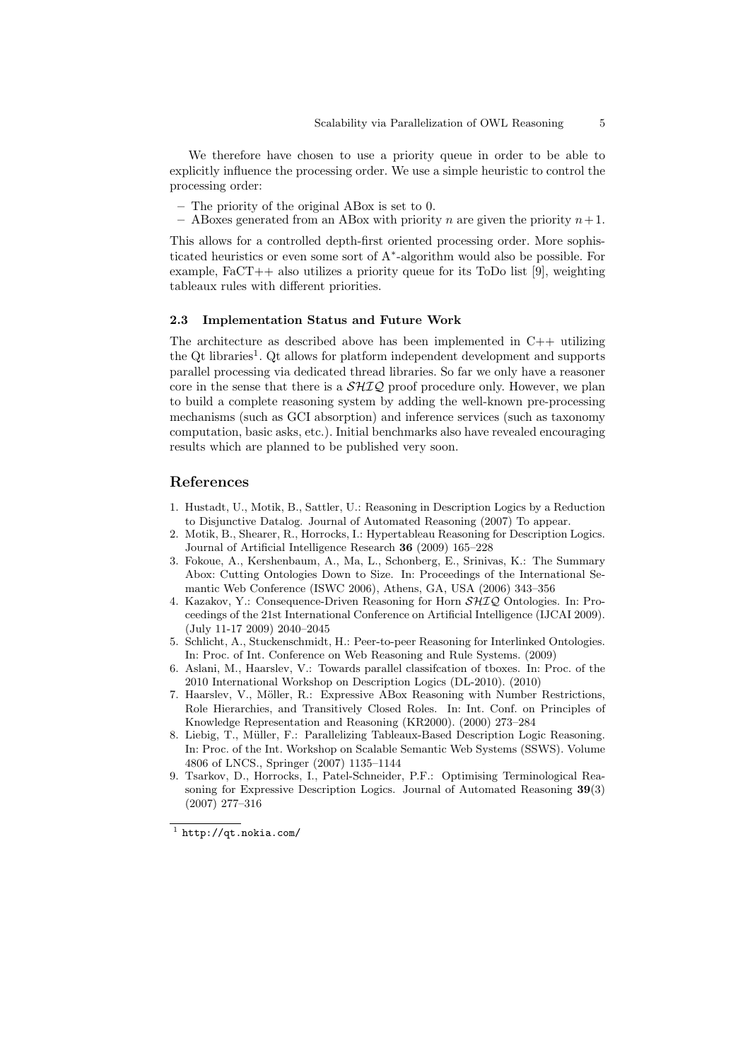We therefore have chosen to use a priority queue in order to be able to explicitly influence the processing order. We use a simple heuristic to control the processing order:

- The priority of the original ABox is set to 0.
- ABoxes generated from an ABox with priority $n$ are given the priority $n+1$.

This allows for a controlled depth-first oriented processing order. More sophisticated heuristics or even some sort of A$^*$-algorithm would also be possible. For example, FaCT++ also utilizes a priority queue for its ToDo list [9], weighting tableaux rules with different priorities.

### 2.3 Implementation Status and Future Work

The architecture as described above has been implemented in C++ utilizing the Qt libraries[1]. Qt allows for platform independent development and supports parallel processing via dedicated thread libraries. So far we only have a reasoner core in the sense that there is a $\mathcal{SHIQ}$ proof procedure only. However, we plan to build a complete reasoning system by adding the well-known pre-processing mechanisms (such as GCI absorption) and inference services (such as taxonomy computation, basic asks, etc.). Initial benchmarks also have revealed encouraging results which are planned to be published very soon.

## References

1. Hustadt, U., Motik, B., Sattler, U.: Reasoning in Description Logics by a Reduction to Disjunctive Datalog. Journal of Automated Reasoning (2007) To appear.
2. Motik, B., Shearer, R., Horrocks, I.: Hypertableau Reasoning for Description Logics. Journal of Artificial Intelligence Research **36** (2009) 165–228
3. Fokoue, A., Kershenbaum, A., Ma, L., Schonberg, E., Srinivas, K.: The Summary Abox: Cutting Ontologies Down to Size. In: Proceedings of the International Semantic Web Conference (ISWC 2006), Athens, GA, USA (2006) 343–356
4. Kazakov, Y.: Consequence-Driven Reasoning for Horn $\mathcal{SHIQ}$ Ontologies. In: Proceedings of the 21st International Conference on Artificial Intelligence (IJCAI 2009). (July 11-17 2009) 2040–2045
5. Schlicht, A., Stuckenschmidt, H.: Peer-to-peer Reasoning for Interlinked Ontologies. In: Proc. of Int. Conference on Web Reasoning and Rule Systems. (2009)
6. Aslani, M., Haarslev, V.: Towards parallel classifcation of tboxes. In: Proc. of the 2010 International Workshop on Description Logics (DL-2010). (2010)
7. Haarslev, V., Möller, R.: Expressive ABox Reasoning with Number Restrictions, Role Hierarchies, and Transitively Closed Roles. In: Int. Conf. on Principles of Knowledge Representation and Reasoning (KR2000). (2000) 273–284
8. Liebig, T., Müller, F.: Parallelizing Tableaux-Based Description Logic Reasoning. In: Proc. of the Int. Workshop on Scalable Semantic Web Systems (SSWS). Volume 4806 of LNCS., Springer (2007) 1135–1144
9. Tsarkov, D., Horrocks, I., Patel-Schneider, P.F.: Optimising Terminological Reasoning for Expressive Description Logics. Journal of Automated Reasoning **39**(3) (2007) 277–316

[1] http://qt.nokia.com/